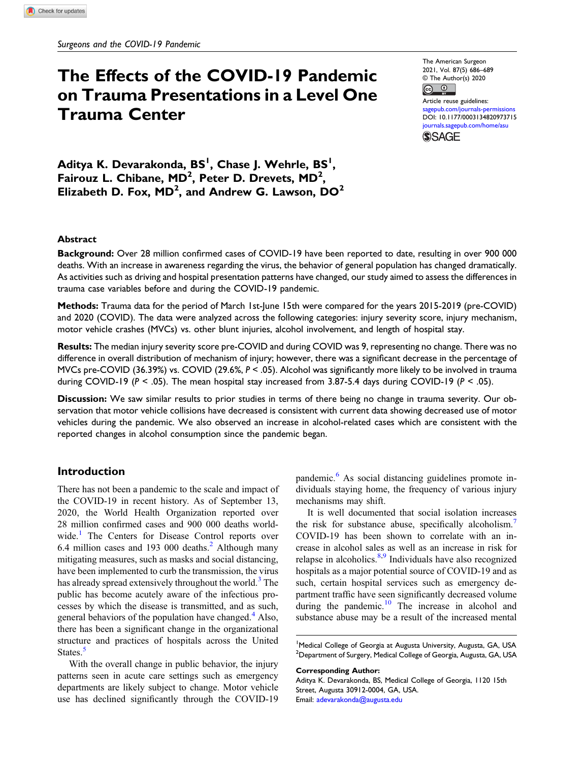Surgeons and the COVID-19 Pandemic

# The Effects of the COVID-19 Pandemic on Trauma Presentations in a Level One Trauma Center

The American Surgeon
2021, Vol. 87(5) 686–689
© The Author(s) 2020
Article reuse guidelines:
sagepub.com/journals-permissions
DOI: 10.1177/0003134820973715
journals.sagepub.com/home/asu

**Aditya K. Devarakonda, BS[1], Chase J. Wehrle, BS[1], Fairouz L. Chibane, MD[2], Peter D. Drevets, MD[2], Elizabeth D. Fox, MD[2], and Andrew G. Lawson, DO[2]**

## Abstract

**Background:** Over 28 million confirmed cases of COVID-19 have been reported to date, resulting in over 900 000 deaths. With an increase in awareness regarding the virus, the behavior of general population has changed dramatically. As activities such as driving and hospital presentation patterns have changed, our study aimed to assess the differences in trauma case variables before and during the COVID-19 pandemic.

**Methods:** Trauma data for the period of March 1st-June 15th were compared for the years 2015-2019 (pre-COVID) and 2020 (COVID). The data were analyzed across the following categories: injury severity score, injury mechanism, motor vehicle crashes (MVCs) vs. other blunt injuries, alcohol involvement, and length of hospital stay.

**Results:** The median injury severity score pre-COVID and during COVID was 9, representing no change. There was no difference in overall distribution of mechanism of injury; however, there was a significant decrease in the percentage of MVCs pre-COVID (36.39%) vs. COVID (29.6%, $P < .05$). Alcohol was significantly more likely to be involved in trauma during COVID-19 ($P < .05$). The mean hospital stay increased from 3.87-5.4 days during COVID-19 ($P < .05$).

**Discussion:** We saw similar results to prior studies in terms of there being no change in trauma severity. Our observation that motor vehicle collisions have decreased is consistent with current data showing decreased use of motor vehicles during the pandemic. We also observed an increase in alcohol-related cases which are consistent with the reported changes in alcohol consumption since the pandemic began.

## Introduction

There has not been a pandemic to the scale and impact of the COVID-19 in recent history. As of September 13, 2020, the World Health Organization reported over 28 million confirmed cases and 900 000 deaths worldwide.[1] The Centers for Disease Control reports over 6.4 million cases and 193 000 deaths.[2] Although many mitigating measures, such as masks and social distancing, have been implemented to curb the transmission, the virus has already spread extensively throughout the world.[3] The public has become acutely aware of the infectious processes by which the disease is transmitted, and as such, general behaviors of the population have changed.[4] Also, there has been a significant change in the organizational structure and practices of hospitals across the United States.[5]

With the overall change in public behavior, the injury patterns seen in acute care settings such as emergency departments are likely subject to change. Motor vehicle use has declined significantly through the COVID-19 pandemic.[6] As social distancing guidelines promote individuals staying home, the frequency of various injury mechanisms may shift.

It is well documented that social isolation increases the risk for substance abuse, specifically alcoholism.[7] COVID-19 has been shown to correlate with an increase in alcohol sales as well as an increase in risk for relapse in alcoholics.[8,9] Individuals have also recognized hospitals as a major potential source of COVID-19 and as such, certain hospital services such as emergency department traffic have seen significantly decreased volume during the pandemic.[10] The increase in alcohol and substance abuse may be a result of the increased mental

[1]Medical College of Georgia at Augusta University, Augusta, GA, USA
[2]Department of Surgery, Medical College of Georgia, Augusta, GA, USA

**Corresponding Author:**
Aditya K. Devarakonda, BS, Medical College of Georgia, 1120 15th Street, Augusta 30912-0004, GA, USA.
Email: adevarakonda@augusta.edu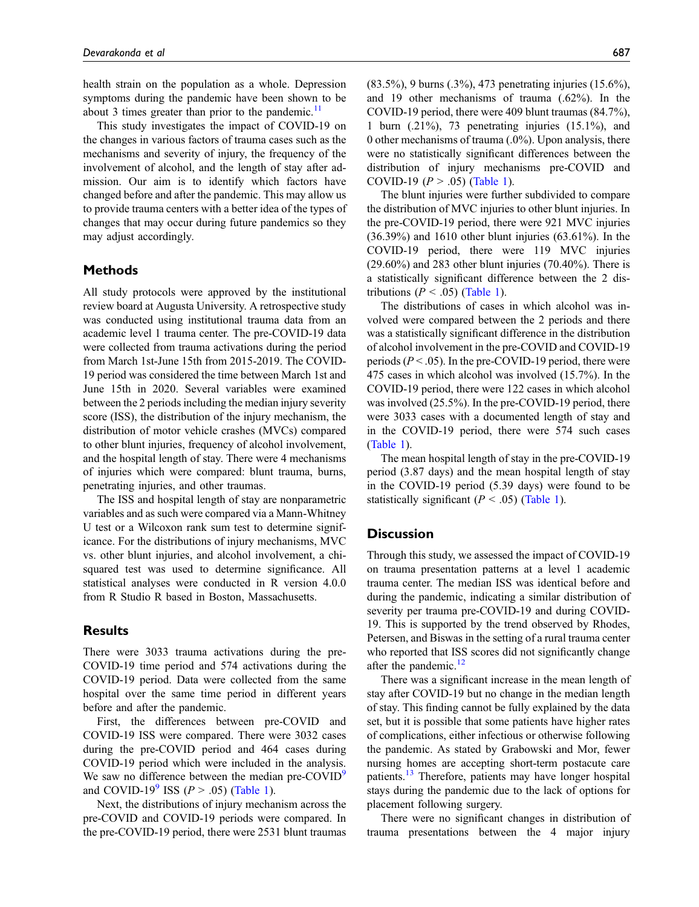health strain on the population as a whole. Depression symptoms during the pandemic have been shown to be about 3 times greater than prior to the pandemic.[11]

This study investigates the impact of COVID-19 on the changes in various factors of trauma cases such as the mechanisms and severity of injury, the frequency of the involvement of alcohol, and the length of stay after admission. Our aim is to identify which factors have changed before and after the pandemic. This may allow us to provide trauma centers with a better idea of the types of changes that may occur during future pandemics so they may adjust accordingly.

## Methods

All study protocols were approved by the institutional review board at Augusta University. A retrospective study was conducted using institutional trauma data from an academic level 1 trauma center. The pre-COVID-19 data were collected from trauma activations during the period from March 1st-June 15th from 2015-2019. The COVID-19 period was considered the time between March 1st and June 15th in 2020. Several variables were examined between the 2 periods including the median injury severity score (ISS), the distribution of the injury mechanism, the distribution of motor vehicle crashes (MVCs) compared to other blunt injuries, frequency of alcohol involvement, and the hospital length of stay. There were 4 mechanisms of injuries which were compared: blunt trauma, burns, penetrating injuries, and other traumas.

The ISS and hospital length of stay are nonparametric variables and as such were compared via a Mann-Whitney U test or a Wilcoxon rank sum test to determine significance. For the distributions of injury mechanisms, MVC vs. other blunt injuries, and alcohol involvement, a chi-squared test was used to determine significance. All statistical analyses were conducted in R version 4.0.0 from R Studio R based in Boston, Massachusetts.

## Results

There were 3033 trauma activations during the pre-COVID-19 time period and 574 activations during the COVID-19 period. Data were collected from the same hospital over the same time period in different years before and after the pandemic.

First, the differences between pre-COVID and COVID-19 ISS were compared. There were 3032 cases during the pre-COVID period and 464 cases during COVID-19 period which were included in the analysis. We saw no difference between the median pre-COVID[9] and COVID-19[9] ISS ($P > .05$) (Table 1).

Next, the distributions of injury mechanism across the pre-COVID and COVID-19 periods were compared. In the pre-COVID-19 period, there were 2531 blunt traumas (83.5%), 9 burns (.3%), 473 penetrating injuries (15.6%), and 19 other mechanisms of trauma (.62%). In the COVID-19 period, there were 409 blunt traumas (84.7%), 1 burn (.21%), 73 penetrating injuries (15.1%), and 0 other mechanisms of trauma (.0%). Upon analysis, there were no statistically significant differences between the distribution of injury mechanisms pre-COVID and COVID-19 ($P > .05$) (Table 1).

The blunt injuries were further subdivided to compare the distribution of MVC injuries to other blunt injuries. In the pre-COVID-19 period, there were 921 MVC injuries (36.39%) and 1610 other blunt injuries (63.61%). In the COVID-19 period, there were 119 MVC injuries (29.60%) and 283 other blunt injuries (70.40%). There is a statistically significant difference between the 2 distributions ($P < .05$) (Table 1).

The distributions of cases in which alcohol was involved were compared between the 2 periods and there was a statistically significant difference in the distribution of alcohol involvement in the pre-COVID and COVID-19 periods ($P < .05$). In the pre-COVID-19 period, there were 475 cases in which alcohol was involved (15.7%). In the COVID-19 period, there were 122 cases in which alcohol was involved (25.5%). In the pre-COVID-19 period, there were 3033 cases with a documented length of stay and in the COVID-19 period, there were 574 such cases (Table 1).

The mean hospital length of stay in the pre-COVID-19 period (3.87 days) and the mean hospital length of stay in the COVID-19 period (5.39 days) were found to be statistically significant ($P < .05$) (Table 1).

## Discussion

Through this study, we assessed the impact of COVID-19 on trauma presentation patterns at a level 1 academic trauma center. The median ISS was identical before and during the pandemic, indicating a similar distribution of severity per trauma pre-COVID-19 and during COVID-19. This is supported by the trend observed by Rhodes, Petersen, and Biswas in the setting of a rural trauma center who reported that ISS scores did not significantly change after the pandemic.[12]

There was a significant increase in the mean length of stay after COVID-19 but no change in the median length of stay. This finding cannot be fully explained by the data set, but it is possible that some patients have higher rates of complications, either infectious or otherwise following the pandemic. As stated by Grabowski and Mor, fewer nursing homes are accepting short-term postacute care patients.[13] Therefore, patients may have longer hospital stays during the pandemic due to the lack of options for placement following surgery.

There were no significant changes in distribution of trauma presentations between the 4 major injury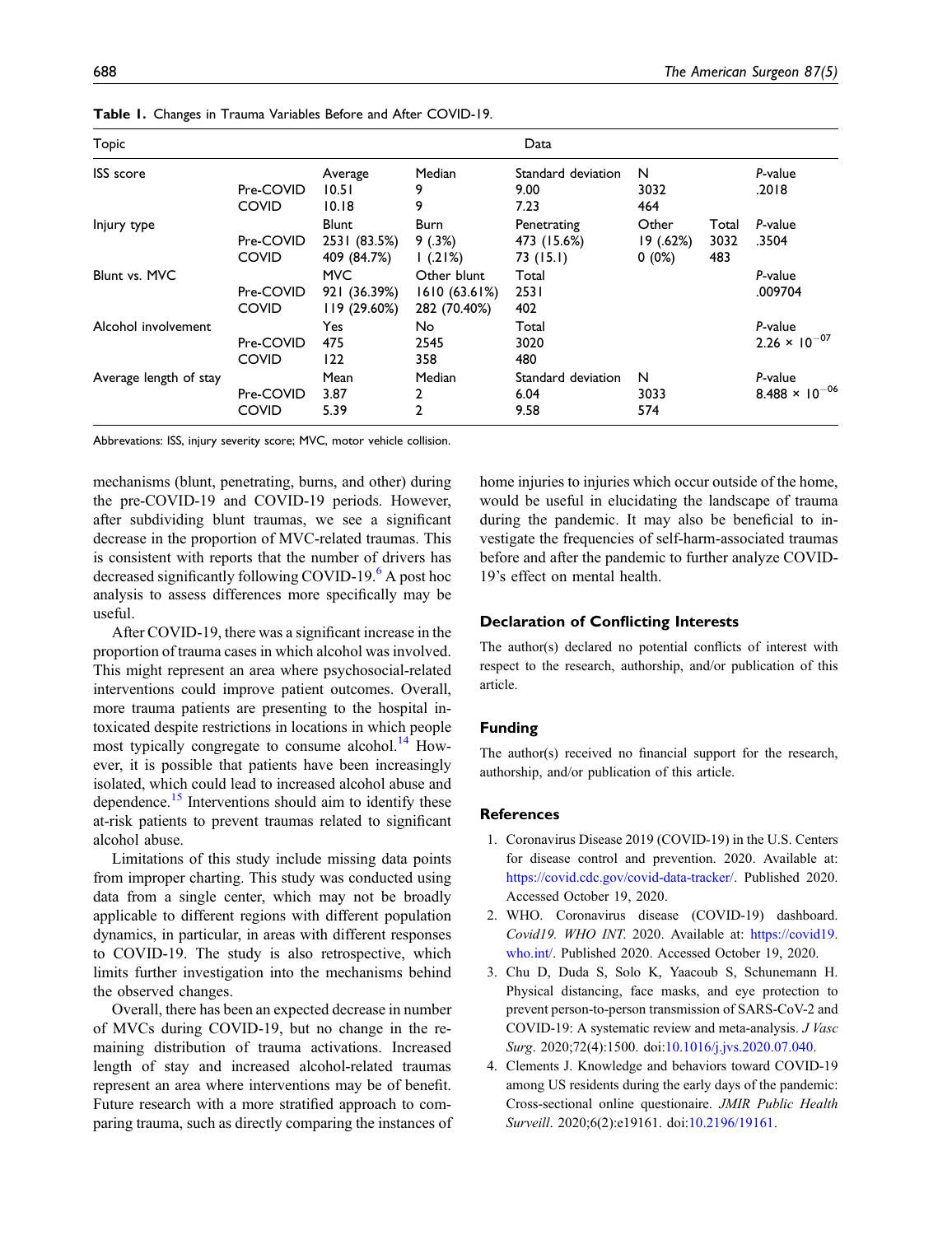**Table 1.** Changes in Trauma Variables Before and After COVID-19.

| Topic | | Data | | | | | |
|---|---|---|---|---|---|---|---|
| ISS score | | Average | Median | Standard deviation | N | | *P*-value |
| | Pre-COVID | 10.51 | 9 | 9.00 | 3032 | | .2018 |
| | COVID | 10.18 | 9 | 7.23 | 464 | | |
| Injury type | | Blunt | Burn | Penetrating | Other | Total | *P*-value |
| | Pre-COVID | 2531 (83.5%) | 9 (.3%) | 473 (15.6%) | 19 (.62%) | 3032 | .3504 |
| | COVID | 409 (84.7%) | 1 (.21%) | 73 (15.1) | 0 (0%) | 483 | |
| Blunt vs. MVC | | MVC | Other blunt | Total | | | *P*-value |
| | Pre-COVID | 921 (36.39%) | 1610 (63.61%) | 2531 | | | .009704 |
| | COVID | 119 (29.60%) | 282 (70.40%) | 402 | | | |
| Alcohol involvement | | Yes | No | Total | | | *P*-value |
| | Pre-COVID | 475 | 2545 | 3020 | | | $2.26 \times 10^{-07}$ |
| | COVID | 122 | 358 | 480 | | | |
| Average length of stay | | Mean | Median | Standard deviation | N | | *P*-value |
| | Pre-COVID | 3.87 | 2 | 6.04 | 3033 | | $8.488 \times 10^{-06}$ |
| | COVID | 5.39 | 2 | 9.58 | 574 | | |

Abbrevations: ISS, injury severity score; MVC, motor vehicle collision.

mechanisms (blunt, penetrating, burns, and other) during the pre-COVID-19 and COVID-19 periods. However, after subdividing blunt traumas, we see a significant decrease in the proportion of MVC-related traumas. This is consistent with reports that the number of drivers has decreased significantly following COVID-19.[6] A post hoc analysis to assess differences more specifically may be useful.

After COVID-19, there was a significant increase in the proportion of trauma cases in which alcohol was involved. This might represent an area where psychosocial-related interventions could improve patient outcomes. Overall, more trauma patients are presenting to the hospital intoxicated despite restrictions in locations in which people most typically congregate to consume alcohol.[14] However, it is possible that patients have been increasingly isolated, which could lead to increased alcohol abuse and dependence.[15] Interventions should aim to identify these at-risk patients to prevent traumas related to significant alcohol abuse.

Limitations of this study include missing data points from improper charting. This study was conducted using data from a single center, which may not be broadly applicable to different regions with different population dynamics, in particular, in areas with different responses to COVID-19. The study is also retrospective, which limits further investigation into the mechanisms behind the observed changes.

Overall, there has been an expected decrease in number of MVCs during COVID-19, but no change in the remaining distribution of trauma activations. Increased length of stay and increased alcohol-related traumas represent an area where interventions may be of benefit. Future research with a more stratified approach to comparing trauma, such as directly comparing the instances of home injuries to injuries which occur outside of the home, would be useful in elucidating the landscape of trauma during the pandemic. It may also be beneficial to investigate the frequencies of self-harm-associated traumas before and after the pandemic to further analyze COVID-19's effect on mental health.

## Declaration of Conflicting Interests

The author(s) declared no potential conflicts of interest with respect to the research, authorship, and/or publication of this article.

## Funding

The author(s) received no financial support for the research, authorship, and/or publication of this article.

## References

1. Coronavirus Disease 2019 (COVID-19) in the U.S. Centers for disease control and prevention. 2020. Available at: https://covid.cdc.gov/covid-data-tracker/. Published 2020. Accessed October 19, 2020.
2. WHO. Coronavirus disease (COVID-19) dashboard. *Covid19. WHO INT*. 2020. Available at: https://covid19.who.int/. Published 2020. Accessed October 19, 2020.
3. Chu D, Duda S, Solo K, Yaacoub S, Schunemann H. Physical distancing, face masks, and eye protection to prevent person-to-person transmission of SARS-CoV-2 and COVID-19: A systematic review and meta-analysis. *J Vasc Surg*. 2020;72(4):1500. doi:10.1016/j.jvs.2020.07.040.
4. Clements J. Knowledge and behaviors toward COVID-19 among US residents during the early days of the pandemic: Cross-sectional online questionaire. *JMIR Public Health Surveill*. 2020;6(2):e19161. doi:10.2196/19161.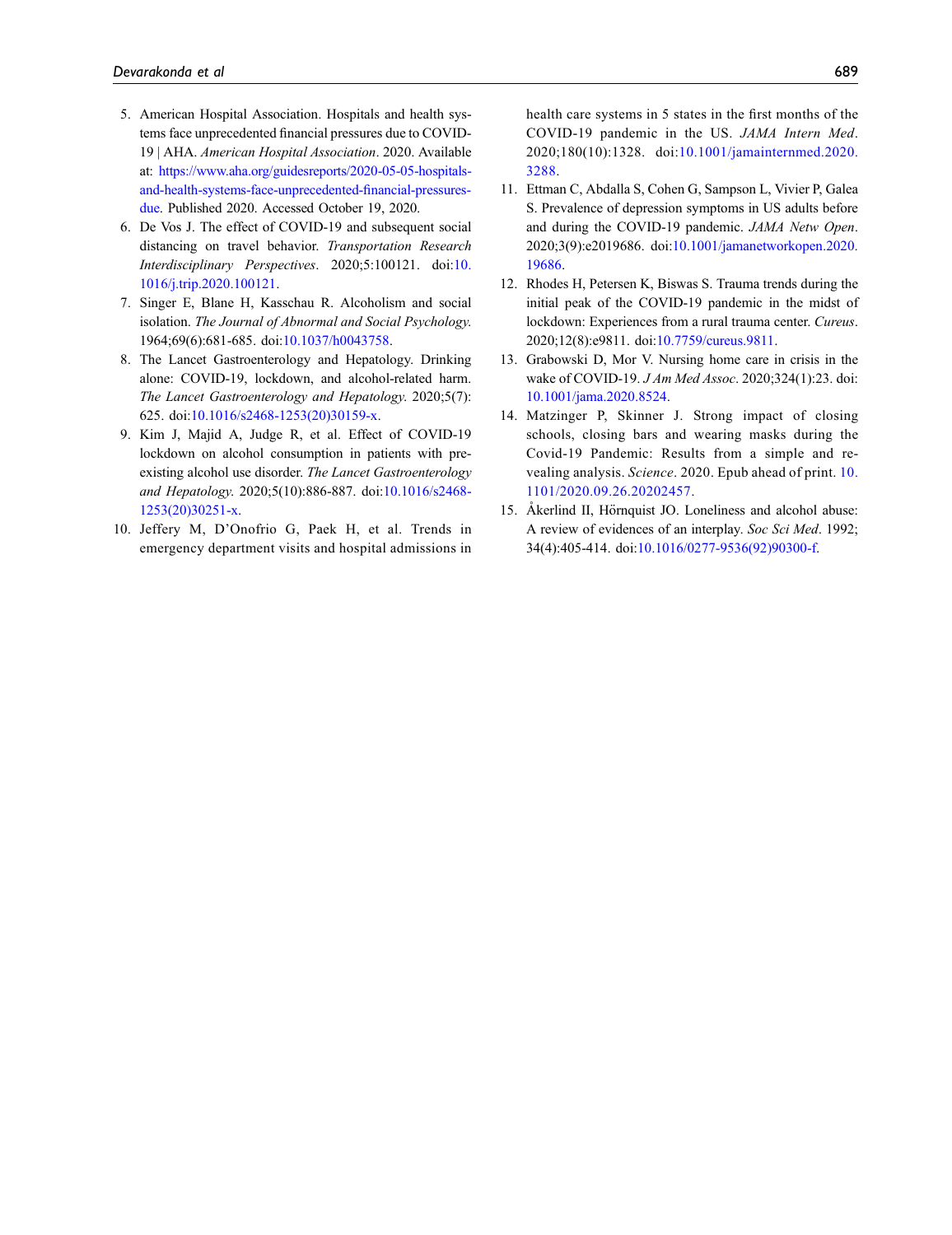5. American Hospital Association. Hospitals and health systems face unprecedented financial pressures due to COVID-19 | AHA. *American Hospital Association*. 2020. Available at: https://www.aha.org/guidesreports/2020-05-05-hospitals-and-health-systems-face-unprecedented-financial-pressures-due. Published 2020. Accessed October 19, 2020.
6. De Vos J. The effect of COVID-19 and subsequent social distancing on travel behavior. *Transportation Research Interdisciplinary Perspectives*. 2020;5:100121. doi:10.1016/j.trip.2020.100121.
7. Singer E, Blane H, Kasschau R. Alcoholism and social isolation. *The Journal of Abnormal and Social Psychology.* 1964;69(6):681-685. doi:10.1037/h0043758.
8. The Lancet Gastroenterology and Hepatology. Drinking alone: COVID-19, lockdown, and alcohol-related harm. *The Lancet Gastroenterology and Hepatology.* 2020;5(7): 625. doi:10.1016/s2468-1253(20)30159-x.
9. Kim J, Majid A, Judge R, et al. Effect of COVID-19 lockdown on alcohol consumption in patients with pre-existing alcohol use disorder. *The Lancet Gastroenterology and Hepatology.* 2020;5(10):886-887. doi:10.1016/s2468-1253(20)30251-x.
10. Jeffery M, D'Onofrio G, Paek H, et al. Trends in emergency department visits and hospital admissions in health care systems in 5 states in the first months of the COVID-19 pandemic in the US. *JAMA Intern Med*. 2020;180(10):1328. doi:10.1001/jamainternmed.2020.3288.
11. Ettman C, Abdalla S, Cohen G, Sampson L, Vivier P, Galea S. Prevalence of depression symptoms in US adults before and during the COVID-19 pandemic. *JAMA Netw Open*. 2020;3(9):e2019686. doi:10.1001/jamanetworkopen.2020.19686.
12. Rhodes H, Petersen K, Biswas S. Trauma trends during the initial peak of the COVID-19 pandemic in the midst of lockdown: Experiences from a rural trauma center. *Cureus*. 2020;12(8):e9811. doi:10.7759/cureus.9811.
13. Grabowski D, Mor V. Nursing home care in crisis in the wake of COVID-19. *J Am Med Assoc*. 2020;324(1):23. doi:10.1001/jama.2020.8524.
14. Matzinger P, Skinner J. Strong impact of closing schools, closing bars and wearing masks during the Covid-19 Pandemic: Results from a simple and revealing analysis. *Science*. 2020. Epub ahead of print. 10.1101/2020.09.26.20202457.
15. Åkerlind II, Hörnquist JO. Loneliness and alcohol abuse: A review of evidences of an interplay. *Soc Sci Med*. 1992; 34(4):405-414. doi:10.1016/0277-9536(92)90300-f.